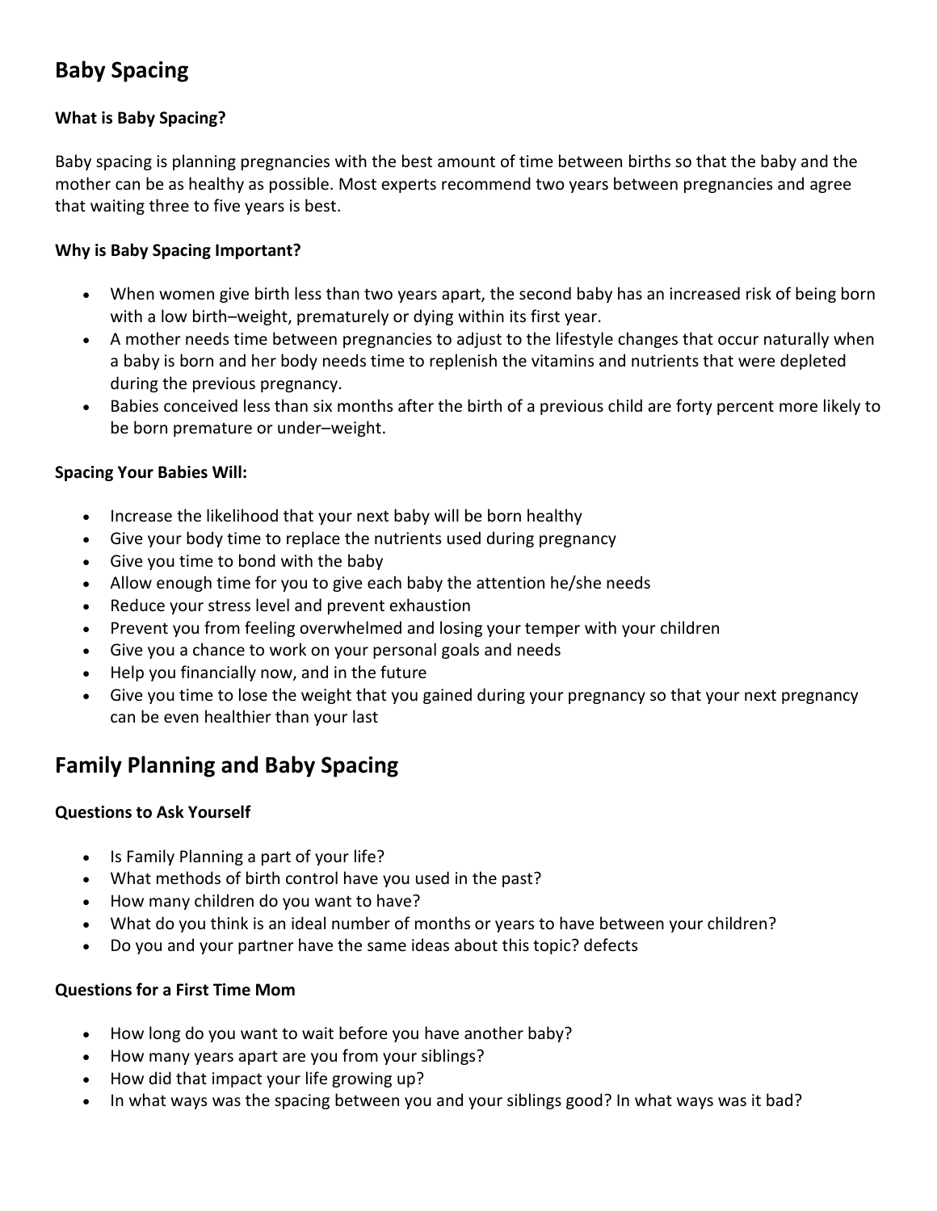## Baby Spacing

### What is Baby Spacing?

Baby spacing is planning pregnancies with the best amount of time between births so that the baby and the mother can be as healthy as possible. Most experts recommend two years between pregnancies and agree that waiting three to five years is best.

### Why is Baby Spacing Important?

- When women give birth less than two years apart, the second baby has an increased risk of being born with a low birth–weight, prematurely or dying within its first year.
- A mother needs time between pregnancies to adjust to the lifestyle changes that occur naturally when a baby is born and her body needs time to replenish the vitamins and nutrients that were depleted during the previous pregnancy.
- Babies conceived less than six months after the birth of a previous child are forty percent more likely to be born premature or under–weight.

### Spacing Your Babies Will:

- Increase the likelihood that your next baby will be born healthy
- Give your body time to replace the nutrients used during pregnancy
- Give you time to bond with the baby
- Allow enough time for you to give each baby the attention he/she needs
- Reduce your stress level and prevent exhaustion
- Prevent you from feeling overwhelmed and losing your temper with your children
- Give you a chance to work on your personal goals and needs
- Help you financially now, and in the future
- Give you time to lose the weight that you gained during your pregnancy so that your next pregnancy can be even healthier than your last

## Family Planning and Baby Spacing

### Questions to Ask Yourself

- Is Family Planning a part of your life?
- What methods of birth control have you used in the past?
- How many children do you want to have?
- What do you think is an ideal number of months or years to have between your children?
- Do you and your partner have the same ideas about this topic? defects

### Questions for a First Time Mom

- How long do you want to wait before you have another baby?
- How many years apart are you from your siblings?
- How did that impact your life growing up?
- In what ways was the spacing between you and your siblings good? In what ways was it bad?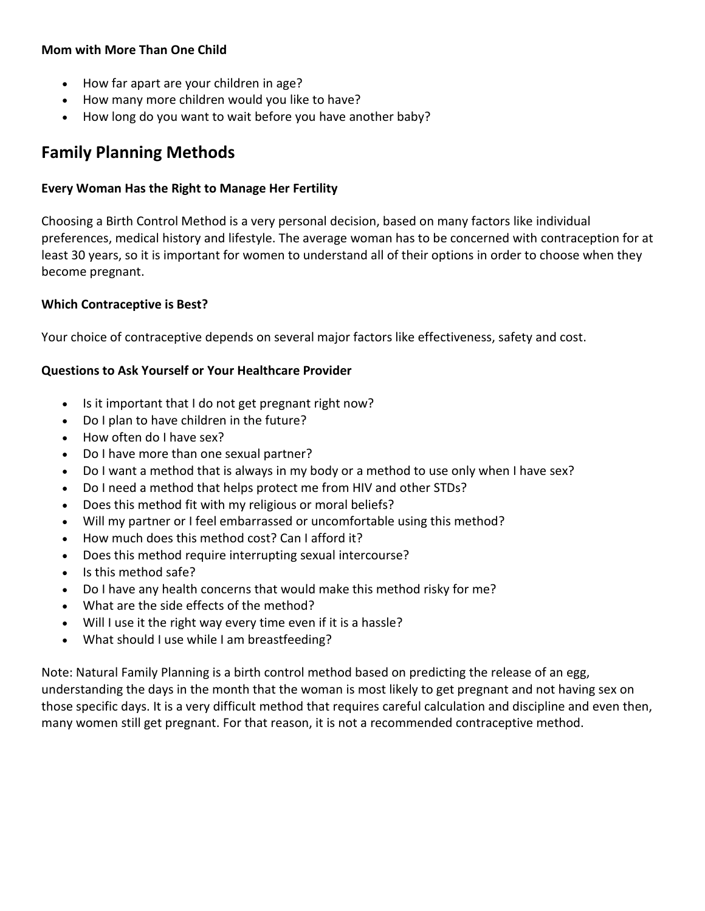**Mom with More Than One Child**

- How far apart are your children in age?
- How many more children would you like to have?
- How long do you want to wait before you have another baby?

## Family Planning Methods

**Every Woman Has the Right to Manage Her Fertility**

Choosing a Birth Control Method is a very personal decision, based on many factors like individual preferences, medical history and lifestyle. The average woman has to be concerned with contraception for at least 30 years, so it is important for women to understand all of their options in order to choose when they become pregnant.

**Which Contraceptive is Best?**

Your choice of contraceptive depends on several major factors like effectiveness, safety and cost.

**Questions to Ask Yourself or Your Healthcare Provider**

- Is it important that I do not get pregnant right now?
- Do I plan to have children in the future?
- How often do I have sex?
- Do I have more than one sexual partner?
- Do I want a method that is always in my body or a method to use only when I have sex?
- Do I need a method that helps protect me from HIV and other STDs?
- Does this method fit with my religious or moral beliefs?
- Will my partner or I feel embarrassed or uncomfortable using this method?
- How much does this method cost? Can I afford it?
- Does this method require interrupting sexual intercourse?
- Is this method safe?
- Do I have any health concerns that would make this method risky for me?
- What are the side effects of the method?
- Will I use it the right way every time even if it is a hassle?
- What should I use while I am breastfeeding?

Note: Natural Family Planning is a birth control method based on predicting the release of an egg, understanding the days in the month that the woman is most likely to get pregnant and not having sex on those specific days. It is a very difficult method that requires careful calculation and discipline and even then, many women still get pregnant. For that reason, it is not a recommended contraceptive method.